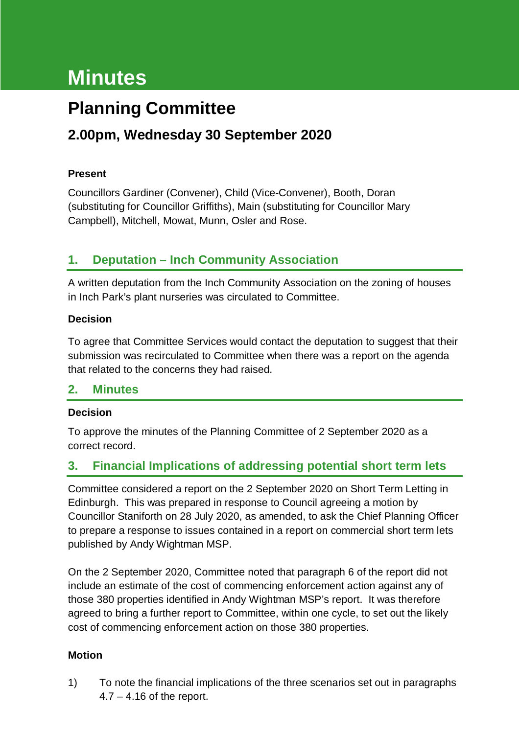# Minutes

## Planning Committee

### 2.00pm, Wednesday 30 September 2020

**Present**

Councillors Gardiner (Convener), Child (Vice-Convener), Booth, Doran (substituting for Councillor Griffiths), Main (substituting for Councillor Mary Campbell), Mitchell, Mowat, Munn, Osler and Rose.

## 1. Deputation – Inch Community Association

A written deputation from the Inch Community Association on the zoning of houses in Inch Park's plant nurseries was circulated to Committee.

**Decision**

To agree that Committee Services would contact the deputation to suggest that their submission was recirculated to Committee when there was a report on the agenda that related to the concerns they had raised.

## 2. Minutes

**Decision**

To approve the minutes of the Planning Committee of 2 September 2020 as a correct record.

## 3. Financial Implications of addressing potential short term lets

Committee considered a report on the 2 September 2020 on Short Term Letting in Edinburgh. This was prepared in response to Council agreeing a motion by Councillor Staniforth on 28 July 2020, as amended, to ask the Chief Planning Officer to prepare a response to issues contained in a report on commercial short term lets published by Andy Wightman MSP.

On the 2 September 2020, Committee noted that paragraph 6 of the report did not include an estimate of the cost of commencing enforcement action against any of those 380 properties identified in Andy Wightman MSP's report. It was therefore agreed to bring a further report to Committee, within one cycle, to set out the likely cost of commencing enforcement action on those 380 properties.

**Motion**

1) To note the financial implications of the three scenarios set out in paragraphs 4.7 – 4.16 of the report.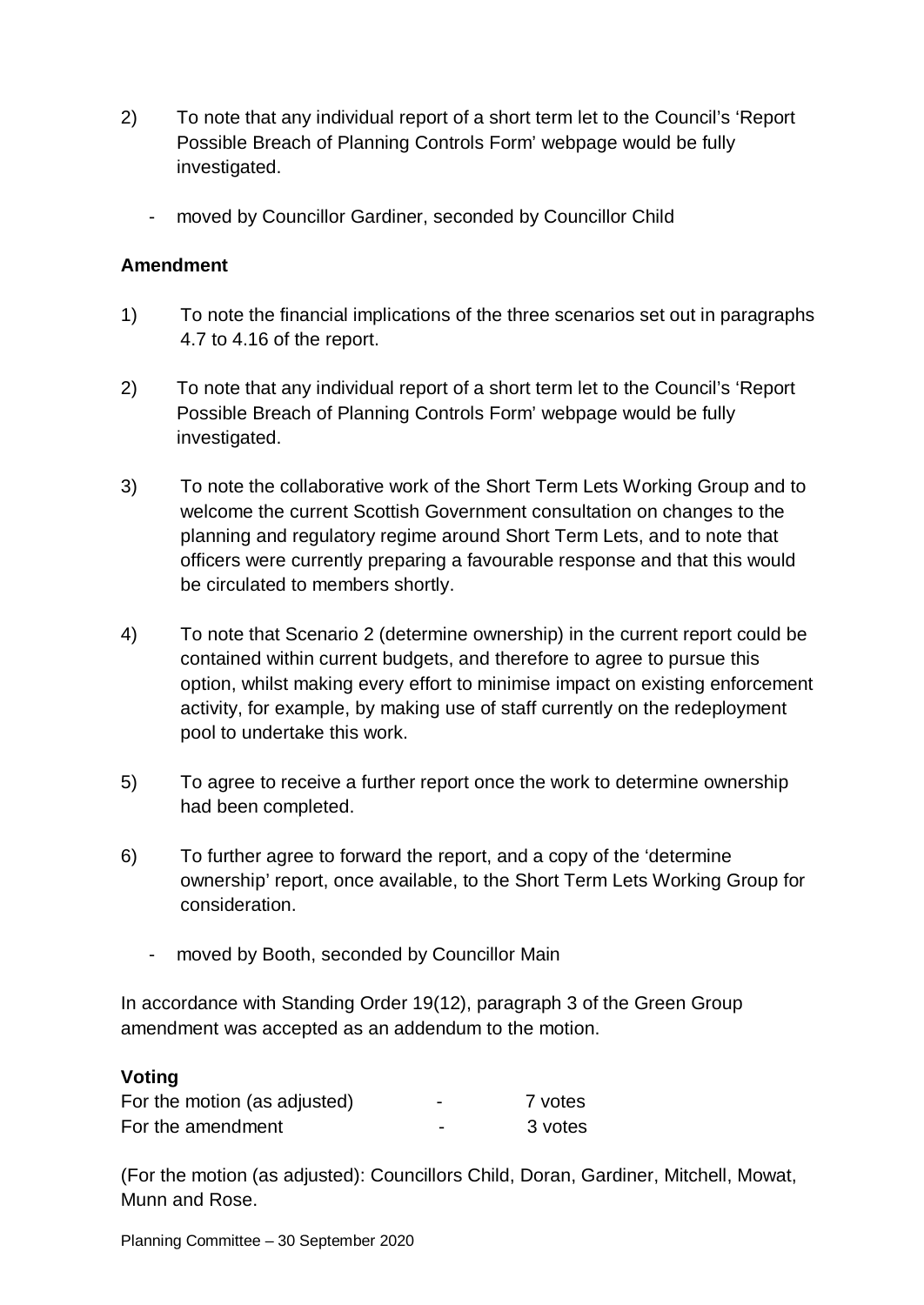2) To note that any individual report of a short term let to the Council's 'Report Possible Breach of Planning Controls Form' webpage would be fully investigated.

- moved by Councillor Gardiner, seconded by Councillor Child

**Amendment**

1) To note the financial implications of the three scenarios set out in paragraphs 4.7 to 4.16 of the report.

2) To note that any individual report of a short term let to the Council's 'Report Possible Breach of Planning Controls Form' webpage would be fully investigated.

3) To note the collaborative work of the Short Term Lets Working Group and to welcome the current Scottish Government consultation on changes to the planning and regulatory regime around Short Term Lets, and to note that officers were currently preparing a favourable response and that this would be circulated to members shortly.

4) To note that Scenario 2 (determine ownership) in the current report could be contained within current budgets, and therefore to agree to pursue this option, whilst making every effort to minimise impact on existing enforcement activity, for example, by making use of staff currently on the redeployment pool to undertake this work.

5) To agree to receive a further report once the work to determine ownership had been completed.

6) To further agree to forward the report, and a copy of the 'determine ownership' report, once available, to the Short Term Lets Working Group for consideration.

- moved by Booth, seconded by Councillor Main

In accordance with Standing Order 19(12), paragraph 3 of the Green Group amendment was accepted as an addendum to the motion.

**Voting**

| | | |
|---|---|---|
| For the motion (as adjusted) | - | 7 votes |
| For the amendment | - | 3 votes |

(For the motion (as adjusted): Councillors Child, Doran, Gardiner, Mitchell, Mowat, Munn and Rose.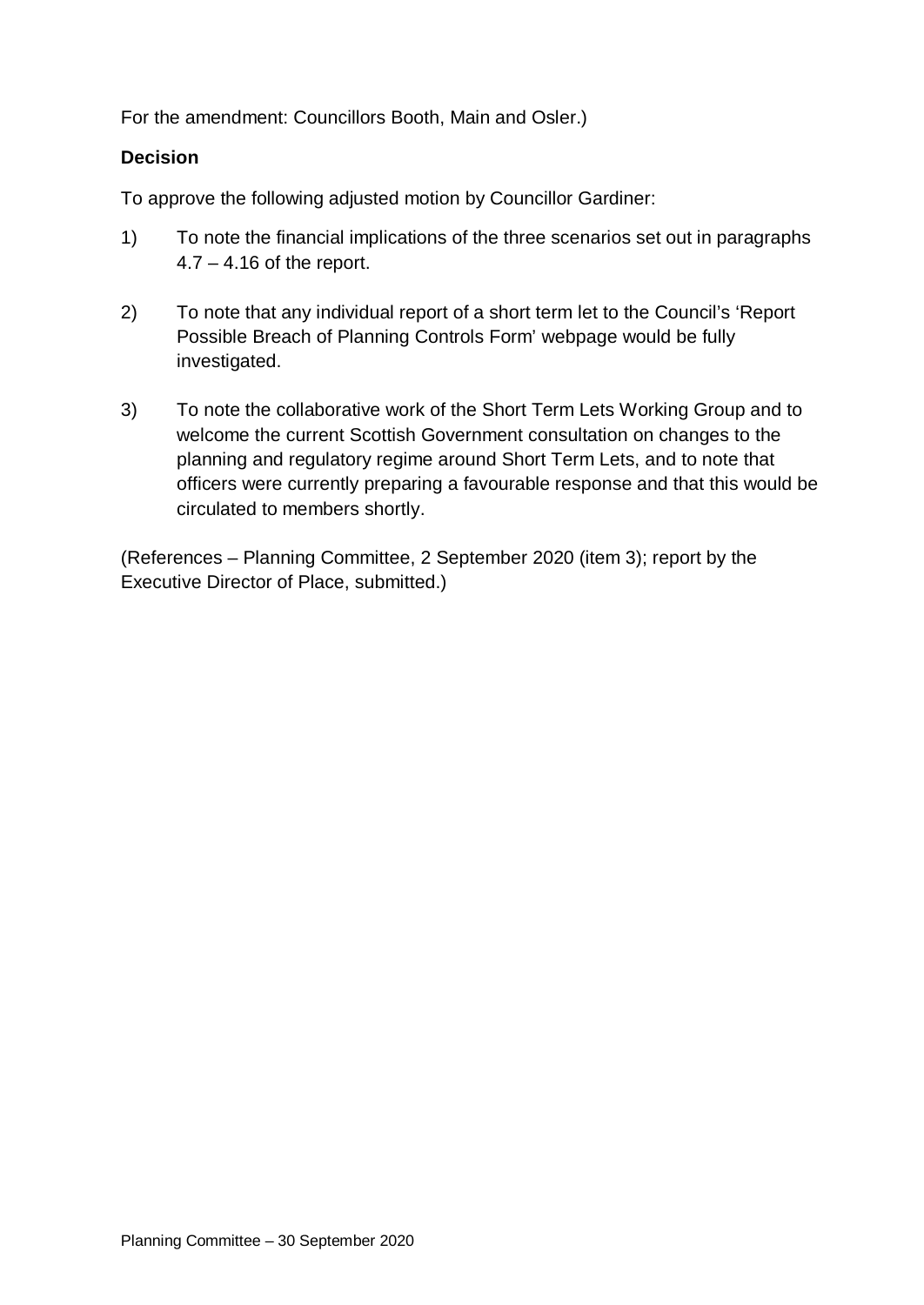For the amendment: Councillors Booth, Main and Osler.)

**Decision**

To approve the following adjusted motion by Councillor Gardiner:

1) To note the financial implications of the three scenarios set out in paragraphs 4.7 – 4.16 of the report.

2) To note that any individual report of a short term let to the Council's 'Report Possible Breach of Planning Controls Form' webpage would be fully investigated.

3) To note the collaborative work of the Short Term Lets Working Group and to welcome the current Scottish Government consultation on changes to the planning and regulatory regime around Short Term Lets, and to note that officers were currently preparing a favourable response and that this would be circulated to members shortly.

(References – Planning Committee, 2 September 2020 (item 3); report by the Executive Director of Place, submitted.)